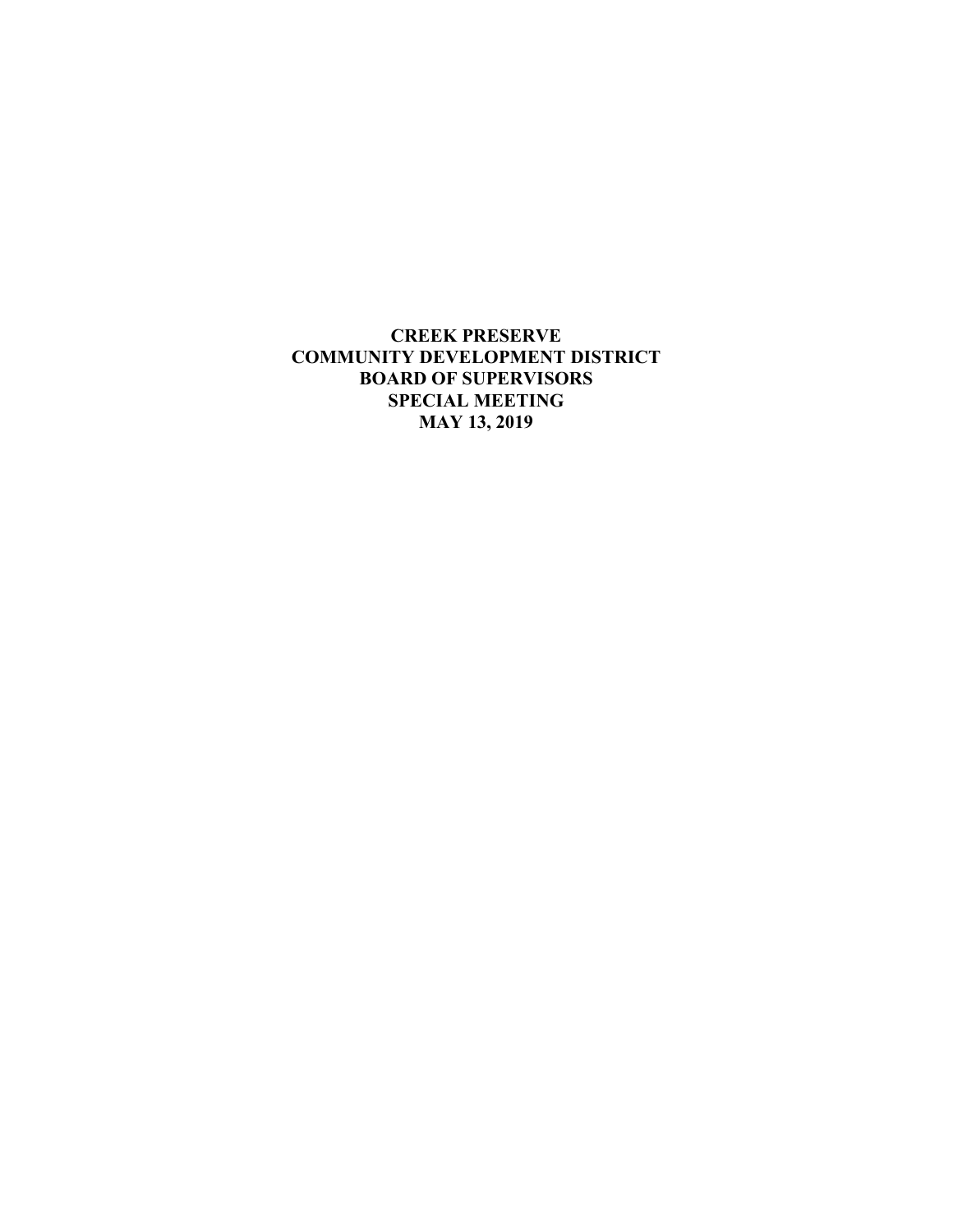**CREEK PRESERVE**
**COMMUNITY DEVELOPMENT DISTRICT**
**BOARD OF SUPERVISORS**
**SPECIAL MEETING**
**MAY 13, 2019**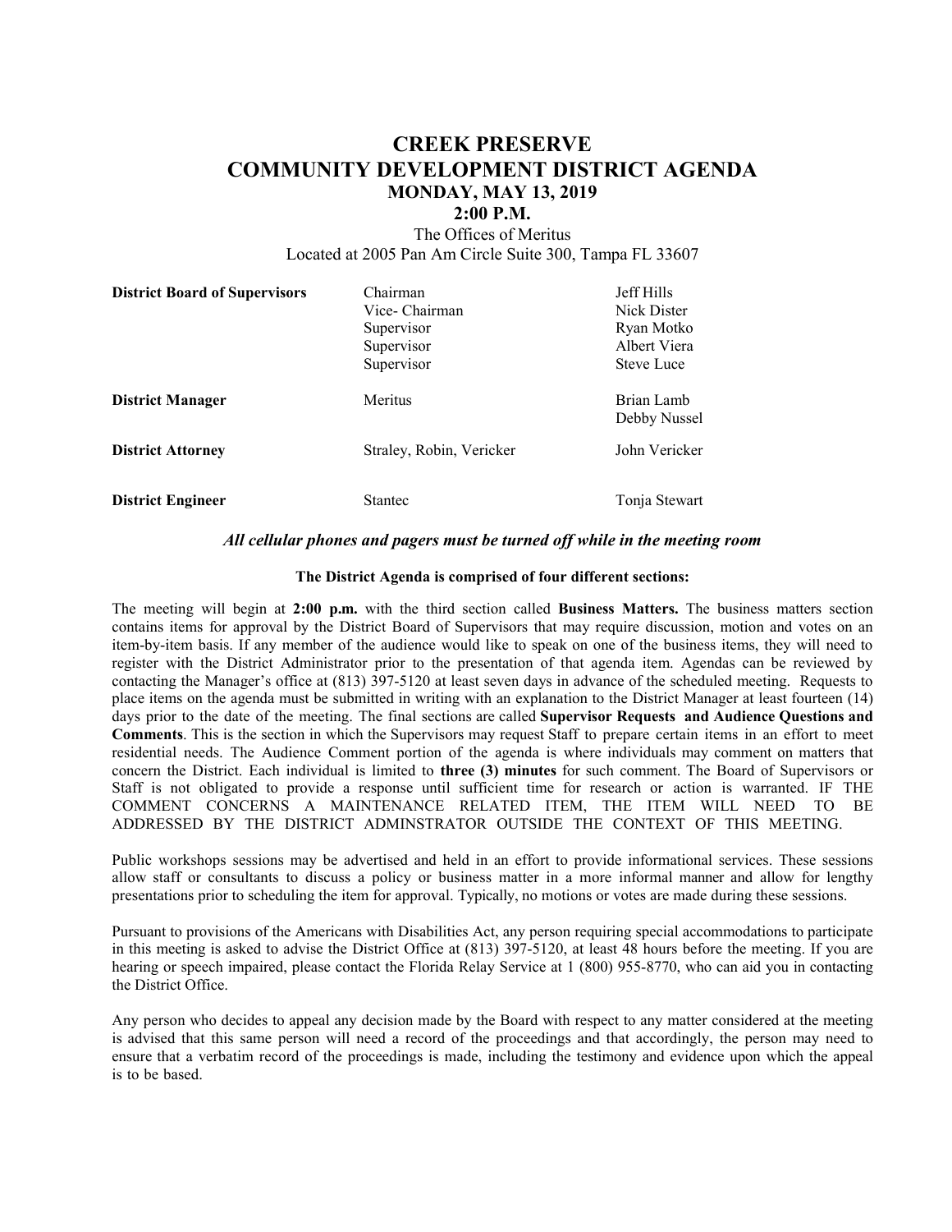# CREEK PRESERVE
# COMMUNITY DEVELOPMENT DISTRICT AGENDA
## MONDAY, MAY 13, 2019
## 2:00 P.M.

The Offices of Meritus
Located at 2005 Pan Am Circle Suite 300, Tampa FL 33607

| | | |
|---|---|---|
| **District Board of Supervisors** | Chairman | Jeff Hills |
| | Vice- Chairman | Nick Dister |
| | Supervisor | Ryan Motko |
| | Supervisor | Albert Viera |
| | Supervisor | Steve Luce |
| **District Manager** | Meritus | Brian Lamb<br>Debby Nussel |
| **District Attorney** | Straley, Robin, Vericker | John Vericker |
| **District Engineer** | Stantec | Tonja Stewart |

***All cellular phones and pagers must be turned off while in the meeting room***

**The District Agenda is comprised of four different sections:**

The meeting will begin at **2:00 p.m.** with the third section called **Business Matters.** The business matters section contains items for approval by the District Board of Supervisors that may require discussion, motion and votes on an item-by-item basis. If any member of the audience would like to speak on one of the business items, they will need to register with the District Administrator prior to the presentation of that agenda item. Agendas can be reviewed by contacting the Manager's office at (813) 397-5120 at least seven days in advance of the scheduled meeting. Requests to place items on the agenda must be submitted in writing with an explanation to the District Manager at least fourteen (14) days prior to the date of the meeting. The final sections are called **Supervisor Requests and Audience Questions and Comments**. This is the section in which the Supervisors may request Staff to prepare certain items in an effort to meet residential needs. The Audience Comment portion of the agenda is where individuals may comment on matters that concern the District. Each individual is limited to **three (3) minutes** for such comment. The Board of Supervisors or Staff is not obligated to provide a response until sufficient time for research or action is warranted. IF THE COMMENT CONCERNS A MAINTENANCE RELATED ITEM, THE ITEM WILL NEED TO BE ADDRESSED BY THE DISTRICT ADMINSTRATOR OUTSIDE THE CONTEXT OF THIS MEETING.

Public workshops sessions may be advertised and held in an effort to provide informational services. These sessions allow staff or consultants to discuss a policy or business matter in a more informal manner and allow for lengthy presentations prior to scheduling the item for approval. Typically, no motions or votes are made during these sessions.

Pursuant to provisions of the Americans with Disabilities Act, any person requiring special accommodations to participate in this meeting is asked to advise the District Office at (813) 397-5120, at least 48 hours before the meeting. If you are hearing or speech impaired, please contact the Florida Relay Service at 1 (800) 955-8770, who can aid you in contacting the District Office.

Any person who decides to appeal any decision made by the Board with respect to any matter considered at the meeting is advised that this same person will need a record of the proceedings and that accordingly, the person may need to ensure that a verbatim record of the proceedings is made, including the testimony and evidence upon which the appeal is to be based.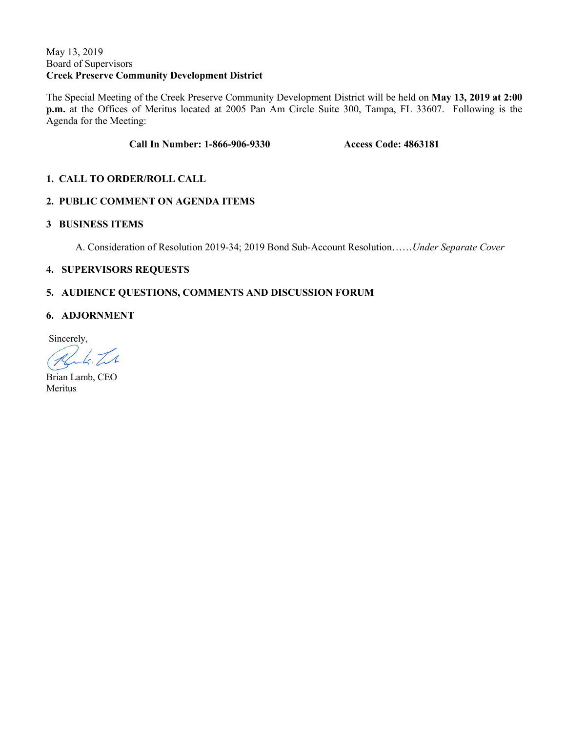May 13, 2019
Board of Supervisors
**Creek Preserve Community Development District**

The Special Meeting of the Creek Preserve Community Development District will be held on **May 13, 2019 at 2:00 p.m.** at the Offices of Meritus located at 2005 Pan Am Circle Suite 300, Tampa, FL 33607. Following is the Agenda for the Meeting:

**Call In Number: 1-866-906-9330** **Access Code: 4863181**

**1. CALL TO ORDER/ROLL CALL**

**2. PUBLIC COMMENT ON AGENDA ITEMS**

**3 BUSINESS ITEMS**

A. Consideration of Resolution 2019-34; 2019 Bond Sub-Account Resolution……*Under Separate Cover*

**4. SUPERVISORS REQUESTS**

**5. AUDIENCE QUESTIONS, COMMENTS AND DISCUSSION FORUM**

**6. ADJOURNMENT**

Sincerely,

Brian Lamb, CEO
Meritus